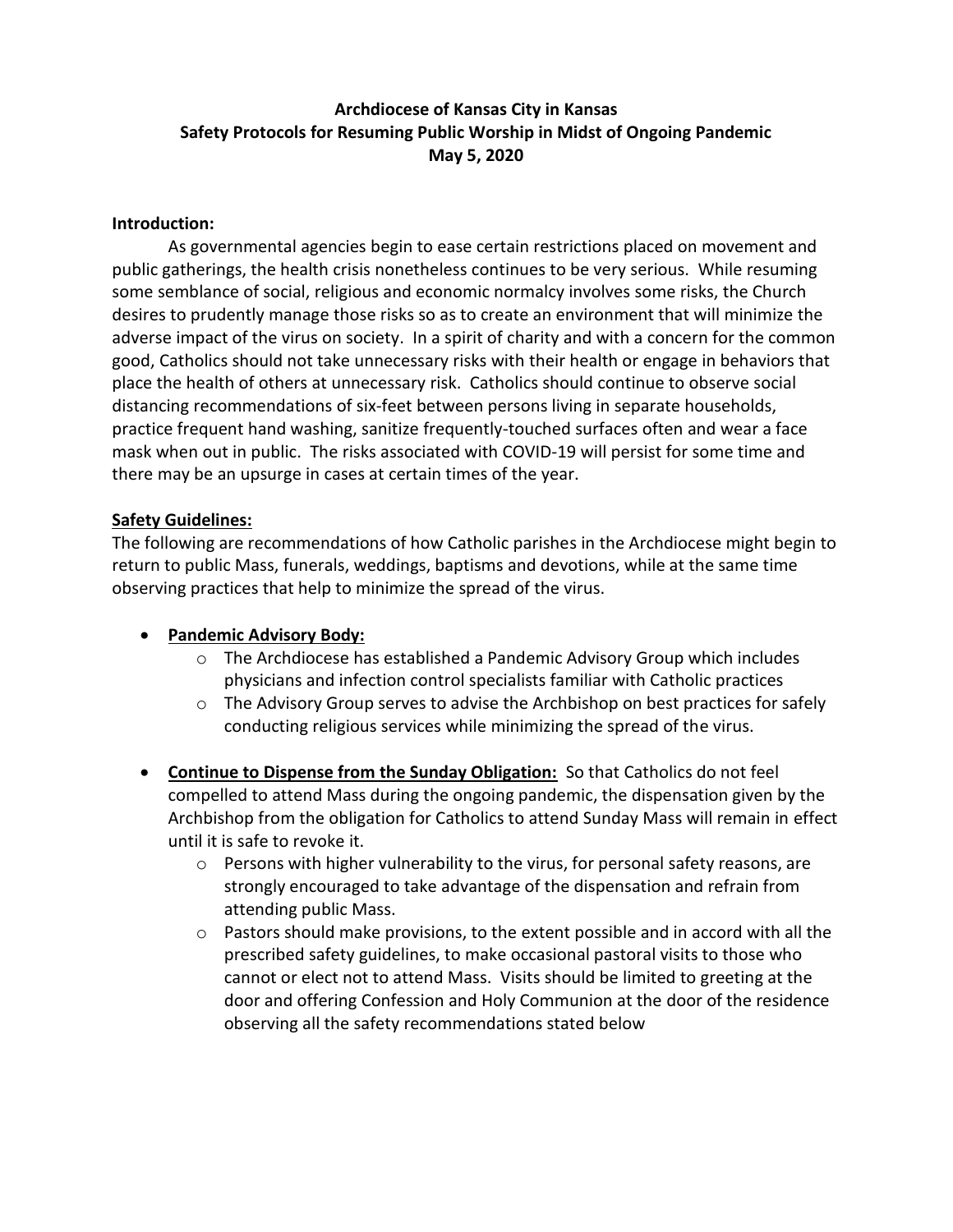**Archdiocese of Kansas City in Kansas**
**Safety Protocols for Resuming Public Worship in Midst of Ongoing Pandemic**
**May 5, 2020**

**Introduction:**

As governmental agencies begin to ease certain restrictions placed on movement and public gatherings, the health crisis nonetheless continues to be very serious. While resuming some semblance of social, religious and economic normalcy involves some risks, the Church desires to prudently manage those risks so as to create an environment that will minimize the adverse impact of the virus on society. In a spirit of charity and with a concern for the common good, Catholics should not take unnecessary risks with their health or engage in behaviors that place the health of others at unnecessary risk. Catholics should continue to observe social distancing recommendations of six-feet between persons living in separate households, practice frequent hand washing, sanitize frequently-touched surfaces often and wear a face mask when out in public. The risks associated with COVID-19 will persist for some time and there may be an upsurge in cases at certain times of the year.

**Safety Guidelines:**

The following are recommendations of how Catholic parishes in the Archdiocese might begin to return to public Mass, funerals, weddings, baptisms and devotions, while at the same time observing practices that help to minimize the spread of the virus.

- **Pandemic Advisory Body:**
  - The Archdiocese has established a Pandemic Advisory Group which includes physicians and infection control specialists familiar with Catholic practices
  - The Advisory Group serves to advise the Archbishop on best practices for safely conducting religious services while minimizing the spread of the virus.
- **Continue to Dispense from the Sunday Obligation:** So that Catholics do not feel compelled to attend Mass during the ongoing pandemic, the dispensation given by the Archbishop from the obligation for Catholics to attend Sunday Mass will remain in effect until it is safe to revoke it.
  - Persons with higher vulnerability to the virus, for personal safety reasons, are strongly encouraged to take advantage of the dispensation and refrain from attending public Mass.
  - Pastors should make provisions, to the extent possible and in accord with all the prescribed safety guidelines, to make occasional pastoral visits to those who cannot or elect not to attend Mass. Visits should be limited to greeting at the door and offering Confession and Holy Communion at the door of the residence observing all the safety recommendations stated below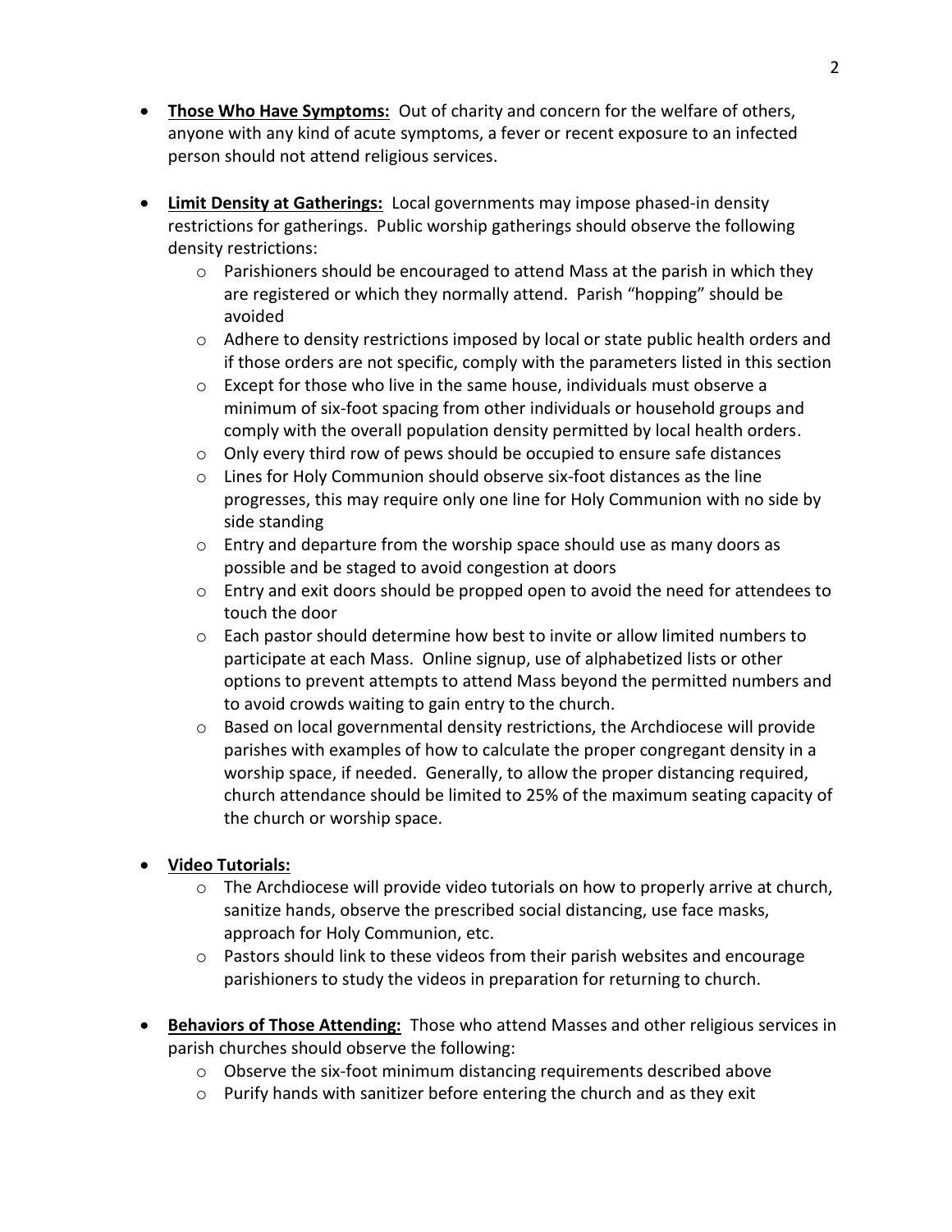- **Those Who Have Symptoms:** Out of charity and concern for the welfare of others, anyone with any kind of acute symptoms, a fever or recent exposure to an infected person should not attend religious services.

- **Limit Density at Gatherings:** Local governments may impose phased-in density restrictions for gatherings. Public worship gatherings should observe the following density restrictions:
  - Parishioners should be encouraged to attend Mass at the parish in which they are registered or which they normally attend. Parish "hopping" should be avoided
  - Adhere to density restrictions imposed by local or state public health orders and if those orders are not specific, comply with the parameters listed in this section
  - Except for those who live in the same house, individuals must observe a minimum of six-foot spacing from other individuals or household groups and comply with the overall population density permitted by local health orders.
  - Only every third row of pews should be occupied to ensure safe distances
  - Lines for Holy Communion should observe six-foot distances as the line progresses, this may require only one line for Holy Communion with no side by side standing
  - Entry and departure from the worship space should use as many doors as possible and be staged to avoid congestion at doors
  - Entry and exit doors should be propped open to avoid the need for attendees to touch the door
  - Each pastor should determine how best to invite or allow limited numbers to participate at each Mass. Online signup, use of alphabetized lists or other options to prevent attempts to attend Mass beyond the permitted numbers and to avoid crowds waiting to gain entry to the church.
  - Based on local governmental density restrictions, the Archdiocese will provide parishes with examples of how to calculate the proper congregant density in a worship space, if needed. Generally, to allow the proper distancing required, church attendance should be limited to 25% of the maximum seating capacity of the church or worship space.

- **Video Tutorials:**
  - The Archdiocese will provide video tutorials on how to properly arrive at church, sanitize hands, observe the prescribed social distancing, use face masks, approach for Holy Communion, etc.
  - Pastors should link to these videos from their parish websites and encourage parishioners to study the videos in preparation for returning to church.

- **Behaviors of Those Attending:** Those who attend Masses and other religious services in parish churches should observe the following:
  - Observe the six-foot minimum distancing requirements described above
  - Purify hands with sanitizer before entering the church and as they exit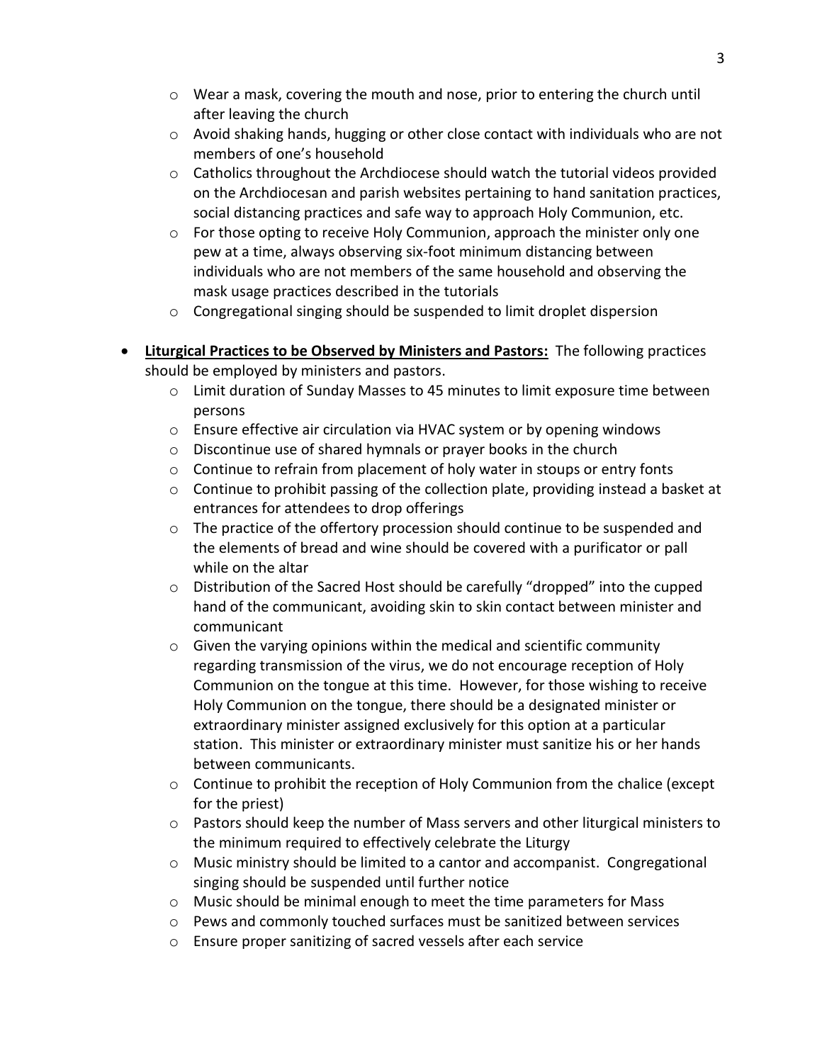- Wear a mask, covering the mouth and nose, prior to entering the church until after leaving the church
  - Avoid shaking hands, hugging or other close contact with individuals who are not members of one's household
  - Catholics throughout the Archdiocese should watch the tutorial videos provided on the Archdiocesan and parish websites pertaining to hand sanitation practices, social distancing practices and safe way to approach Holy Communion, etc.
  - For those opting to receive Holy Communion, approach the minister only one pew at a time, always observing six-foot minimum distancing between individuals who are not members of the same household and observing the mask usage practices described in the tutorials
  - Congregational singing should be suspended to limit droplet dispersion

- **<u>Liturgical Practices to be Observed by Ministers and Pastors:</u>** The following practices should be employed by ministers and pastors.
  - Limit duration of Sunday Masses to 45 minutes to limit exposure time between persons
  - Ensure effective air circulation via HVAC system or by opening windows
  - Discontinue use of shared hymnals or prayer books in the church
  - Continue to refrain from placement of holy water in stoups or entry fonts
  - Continue to prohibit passing of the collection plate, providing instead a basket at entrances for attendees to drop offerings
  - The practice of the offertory procession should continue to be suspended and the elements of bread and wine should be covered with a purificator or pall while on the altar
  - Distribution of the Sacred Host should be carefully "dropped" into the cupped hand of the communicant, avoiding skin to skin contact between minister and communicant
  - Given the varying opinions within the medical and scientific community regarding transmission of the virus, we do not encourage reception of Holy Communion on the tongue at this time. However, for those wishing to receive Holy Communion on the tongue, there should be a designated minister or extraordinary minister assigned exclusively for this option at a particular station. This minister or extraordinary minister must sanitize his or her hands between communicants.
  - Continue to prohibit the reception of Holy Communion from the chalice (except for the priest)
  - Pastors should keep the number of Mass servers and other liturgical ministers to the minimum required to effectively celebrate the Liturgy
  - Music ministry should be limited to a cantor and accompanist. Congregational singing should be suspended until further notice
  - Music should be minimal enough to meet the time parameters for Mass
  - Pews and commonly touched surfaces must be sanitized between services
  - Ensure proper sanitizing of sacred vessels after each service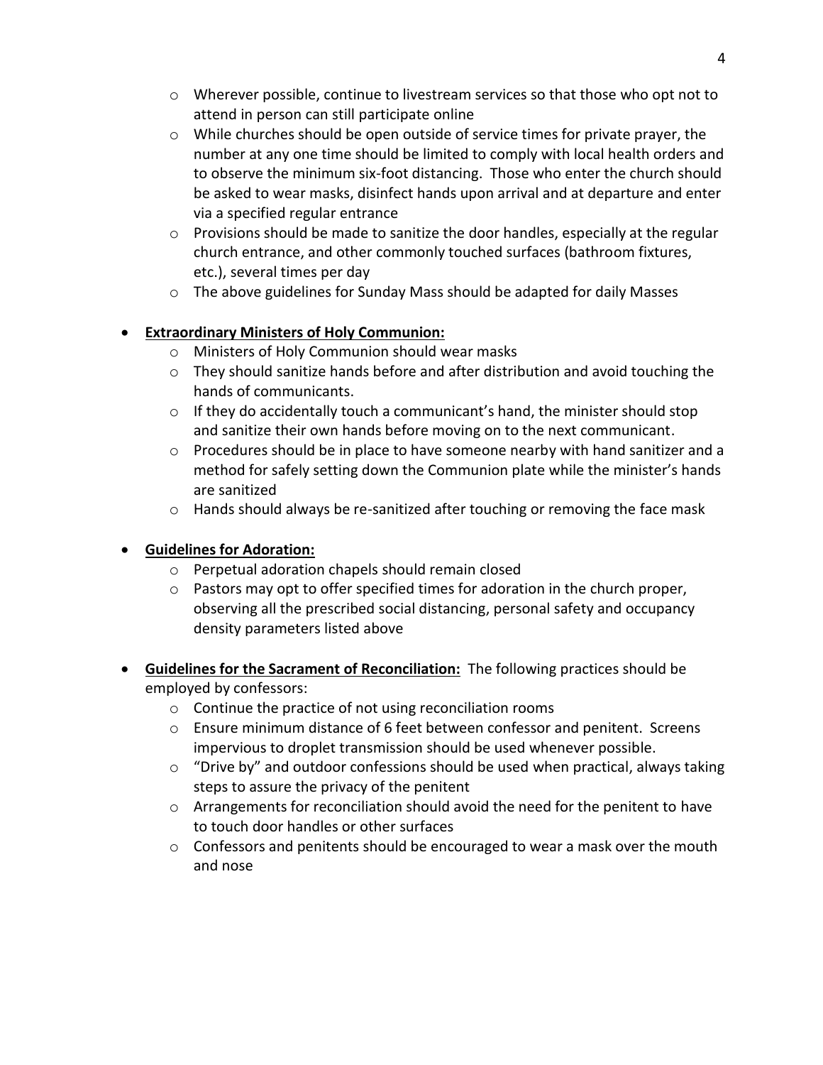- Wherever possible, continue to livestream services so that those who opt not to attend in person can still participate online
  - While churches should be open outside of service times for private prayer, the number at any one time should be limited to comply with local health orders and to observe the minimum six-foot distancing. Those who enter the church should be asked to wear masks, disinfect hands upon arrival and at departure and enter via a specified regular entrance
  - Provisions should be made to sanitize the door handles, especially at the regular church entrance, and other commonly touched surfaces (bathroom fixtures, etc.), several times per day
  - The above guidelines for Sunday Mass should be adapted for daily Masses

- **<u>Extraordinary Ministers of Holy Communion:</u>**
  - Ministers of Holy Communion should wear masks
  - They should sanitize hands before and after distribution and avoid touching the hands of communicants.
  - If they do accidentally touch a communicant's hand, the minister should stop and sanitize their own hands before moving on to the next communicant.
  - Procedures should be in place to have someone nearby with hand sanitizer and a method for safely setting down the Communion plate while the minister's hands are sanitized
  - Hands should always be re-sanitized after touching or removing the face mask

- **<u>Guidelines for Adoration:</u>**
  - Perpetual adoration chapels should remain closed
  - Pastors may opt to offer specified times for adoration in the church proper, observing all the prescribed social distancing, personal safety and occupancy density parameters listed above

- **<u>Guidelines for the Sacrament of Reconciliation:</u>** The following practices should be employed by confessors:
  - Continue the practice of not using reconciliation rooms
  - Ensure minimum distance of 6 feet between confessor and penitent. Screens impervious to droplet transmission should be used whenever possible.
  - "Drive by" and outdoor confessions should be used when practical, always taking steps to assure the privacy of the penitent
  - Arrangements for reconciliation should avoid the need for the penitent to have to touch door handles or other surfaces
  - Confessors and penitents should be encouraged to wear a mask over the mouth and nose